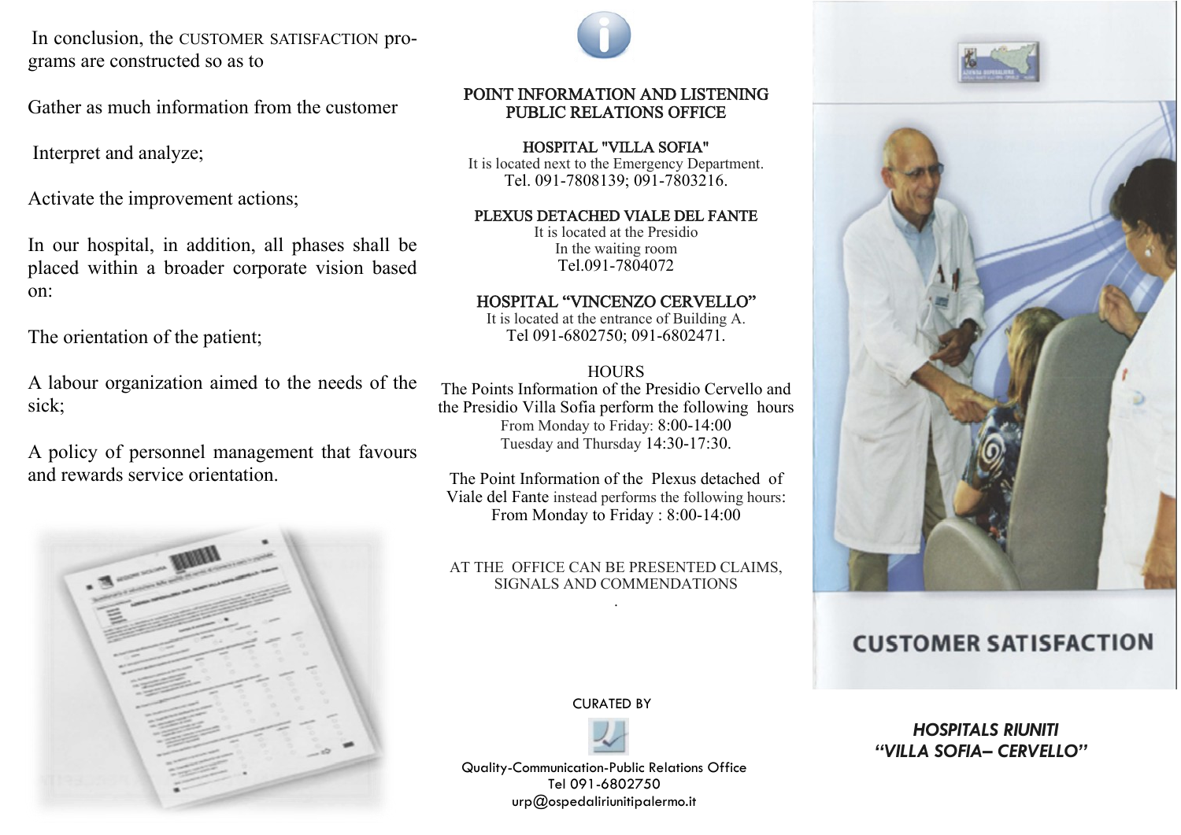In conclusion, the CUSTOMER SATISFACTION programs are constructed so as to

Gather as much information from the customer

Interpret and analyze;

Activate the improvement actions;

In our hospital, in addition, all phases shall be placed within a broader corporate vision based on:

The orientation of the patient;

A labour organization aimed to the needs of the sick;

A policy of personnel management that favours and rewards service orientation.

## POINT INFORMATION AND LISTENING PUBLIC RELATIONS OFFICE

**HOSPITAL "VILLA SOFIA"**
It is located next to the Emergency Department.
Tel. 091-7808139; 091-7803216.

**PLEXUS DETACHED VIALE DEL FANTE**
It is located at the Presidio
In the waiting room
Tel.091-7804072

**HOSPITAL "VINCENZO CERVELLO"**
It is located at the entrance of Building A.
Tel 091-6802750; 091-6802471.

**HOURS**

The Points Information of the Presidio Cervello and the Presidio Villa Sofia perform the following hours
From Monday to Friday: 8:00-14:00
Tuesday and Thursday 14:30-17:30.

The Point Information of the Plexus detached of Viale del Fante instead performs the following hours:
From Monday to Friday : 8:00-14:00

AT THE OFFICE CAN BE PRESENTED CLAIMS, SIGNALS AND COMMENDATIONS

CURATED BY

Quality-Communication-Public Relations Office
Tel 091-6802750
urp@ospedaliriunitipalermo.it

# CUSTOMER SATISFACTION

***HOSPITALS RIUNITI "VILLA SOFIA– CERVELLO"***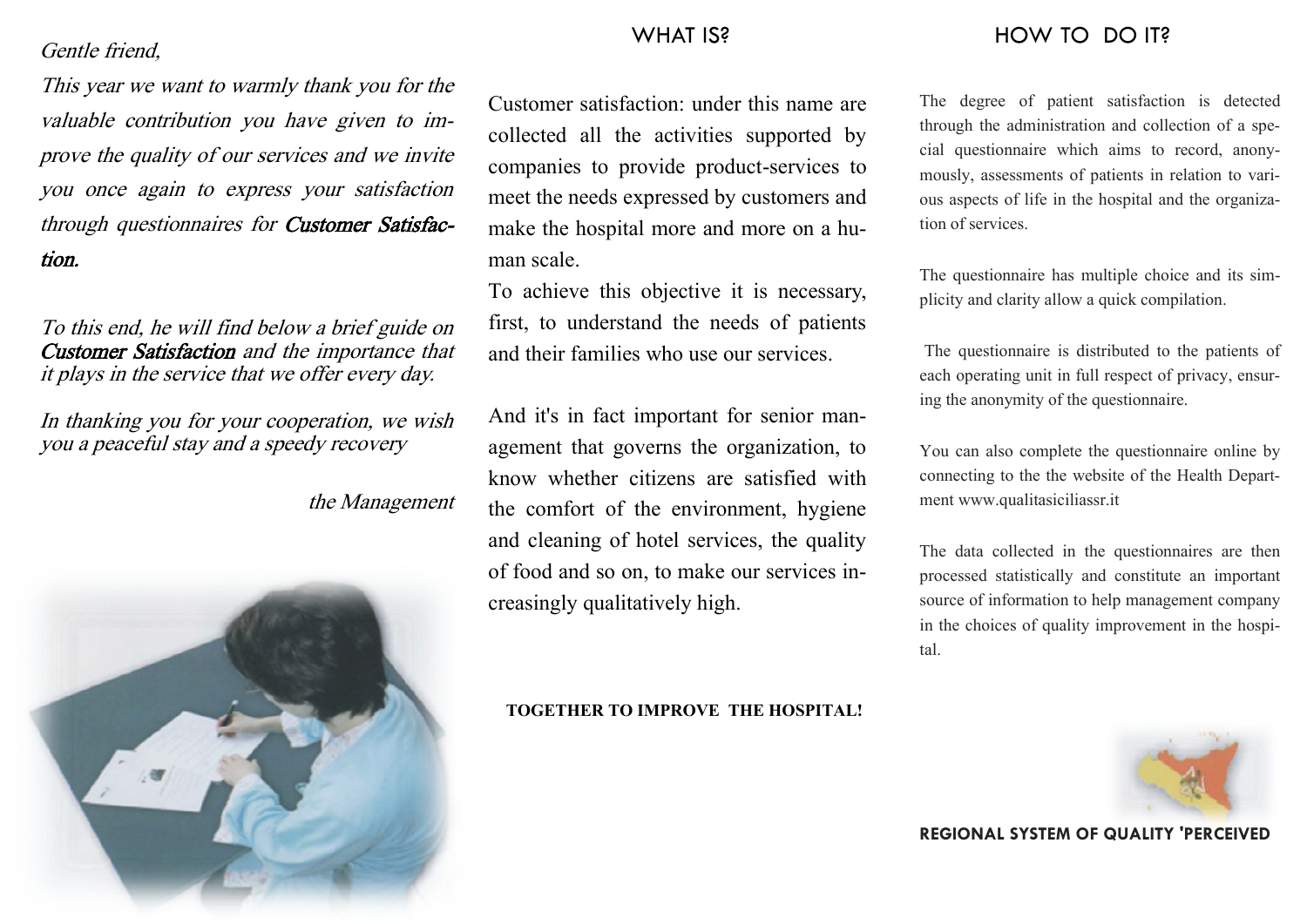*Gentle friend,*

*This year we want to warmly thank you for the valuable contribution you have given to improve the quality of our services and we invite you once again to express your satisfaction through questionnaires for* ***Customer Satisfaction.***

*To this end, he will find below a brief guide on* ***Customer Satisfaction*** *and the importance that it plays in the service that we offer every day.*

*In thanking you for your cooperation, we wish you a peaceful stay and a speedy recovery*

*the Management*

## WHAT IS?

Customer satisfaction: under this name are collected all the activities supported by companies to provide product-services to meet the needs expressed by customers and make the hospital more and more on a human scale.

To achieve this objective it is necessary, first, to understand the needs of patients and their families who use our services.

And it's in fact important for senior management that governs the organization, to know whether citizens are satisfied with the comfort of the environment, hygiene and cleaning of hotel services, the quality of food and so on, to make our services increasingly qualitatively high.

**TOGETHER TO IMPROVE THE HOSPITAL!**

## HOW TO DO IT?

The degree of patient satisfaction is detected through the administration and collection of a special questionnaire which aims to record, anonymously, assessments of patients in relation to various aspects of life in the hospital and the organization of services.

The questionnaire has multiple choice and its simplicity and clarity allow a quick compilation.

The questionnaire is distributed to the patients of each operating unit in full respect of privacy, ensuring the anonymity of the questionnaire.

You can also complete the questionnaire online by connecting to the the website of the Health Department www.qualitasiciliassr.it

The data collected in the questionnaires are then processed statistically and constitute an important source of information to help management company in the choices of quality improvement in the hospital.

**REGIONAL SYSTEM OF QUALITY 'PERCEIVED**